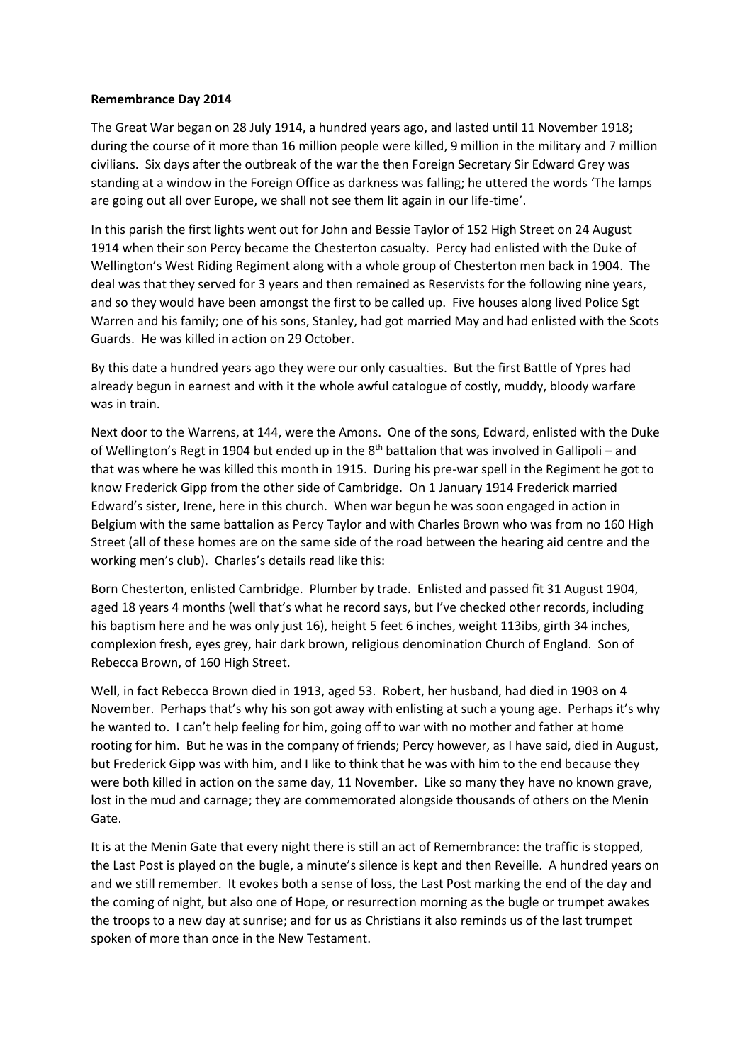**Remembrance Day 2014**

The Great War began on 28 July 1914, a hundred years ago, and lasted until 11 November 1918; during the course of it more than 16 million people were killed, 9 million in the military and 7 million civilians. Six days after the outbreak of the war the then Foreign Secretary Sir Edward Grey was standing at a window in the Foreign Office as darkness was falling; he uttered the words 'The lamps are going out all over Europe, we shall not see them lit again in our life-time'.

In this parish the first lights went out for John and Bessie Taylor of 152 High Street on 24 August 1914 when their son Percy became the Chesterton casualty. Percy had enlisted with the Duke of Wellington's West Riding Regiment along with a whole group of Chesterton men back in 1904. The deal was that they served for 3 years and then remained as Reservists for the following nine years, and so they would have been amongst the first to be called up. Five houses along lived Police Sgt Warren and his family; one of his sons, Stanley, had got married May and had enlisted with the Scots Guards. He was killed in action on 29 October.

By this date a hundred years ago they were our only casualties. But the first Battle of Ypres had already begun in earnest and with it the whole awful catalogue of costly, muddy, bloody warfare was in train.

Next door to the Warrens, at 144, were the Amons. One of the sons, Edward, enlisted with the Duke of Wellington's Regt in 1904 but ended up in the 8th battalion that was involved in Gallipoli – and that was where he was killed this month in 1915. During his pre-war spell in the Regiment he got to know Frederick Gipp from the other side of Cambridge. On 1 January 1914 Frederick married Edward's sister, Irene, here in this church. When war begun he was soon engaged in action in Belgium with the same battalion as Percy Taylor and with Charles Brown who was from no 160 High Street (all of these homes are on the same side of the road between the hearing aid centre and the working men's club). Charles's details read like this:

Born Chesterton, enlisted Cambridge. Plumber by trade. Enlisted and passed fit 31 August 1904, aged 18 years 4 months (well that's what he record says, but I've checked other records, including his baptism here and he was only just 16), height 5 feet 6 inches, weight 113ibs, girth 34 inches, complexion fresh, eyes grey, hair dark brown, religious denomination Church of England. Son of Rebecca Brown, of 160 High Street.

Well, in fact Rebecca Brown died in 1913, aged 53. Robert, her husband, had died in 1903 on 4 November. Perhaps that's why his son got away with enlisting at such a young age. Perhaps it's why he wanted to. I can't help feeling for him, going off to war with no mother and father at home rooting for him. But he was in the company of friends; Percy however, as I have said, died in August, but Frederick Gipp was with him, and I like to think that he was with him to the end because they were both killed in action on the same day, 11 November. Like so many they have no known grave, lost in the mud and carnage; they are commemorated alongside thousands of others on the Menin Gate.

It is at the Menin Gate that every night there is still an act of Remembrance: the traffic is stopped, the Last Post is played on the bugle, a minute's silence is kept and then Reveille. A hundred years on and we still remember. It evokes both a sense of loss, the Last Post marking the end of the day and the coming of night, but also one of Hope, or resurrection morning as the bugle or trumpet awakes the troops to a new day at sunrise; and for us as Christians it also reminds us of the last trumpet spoken of more than once in the New Testament.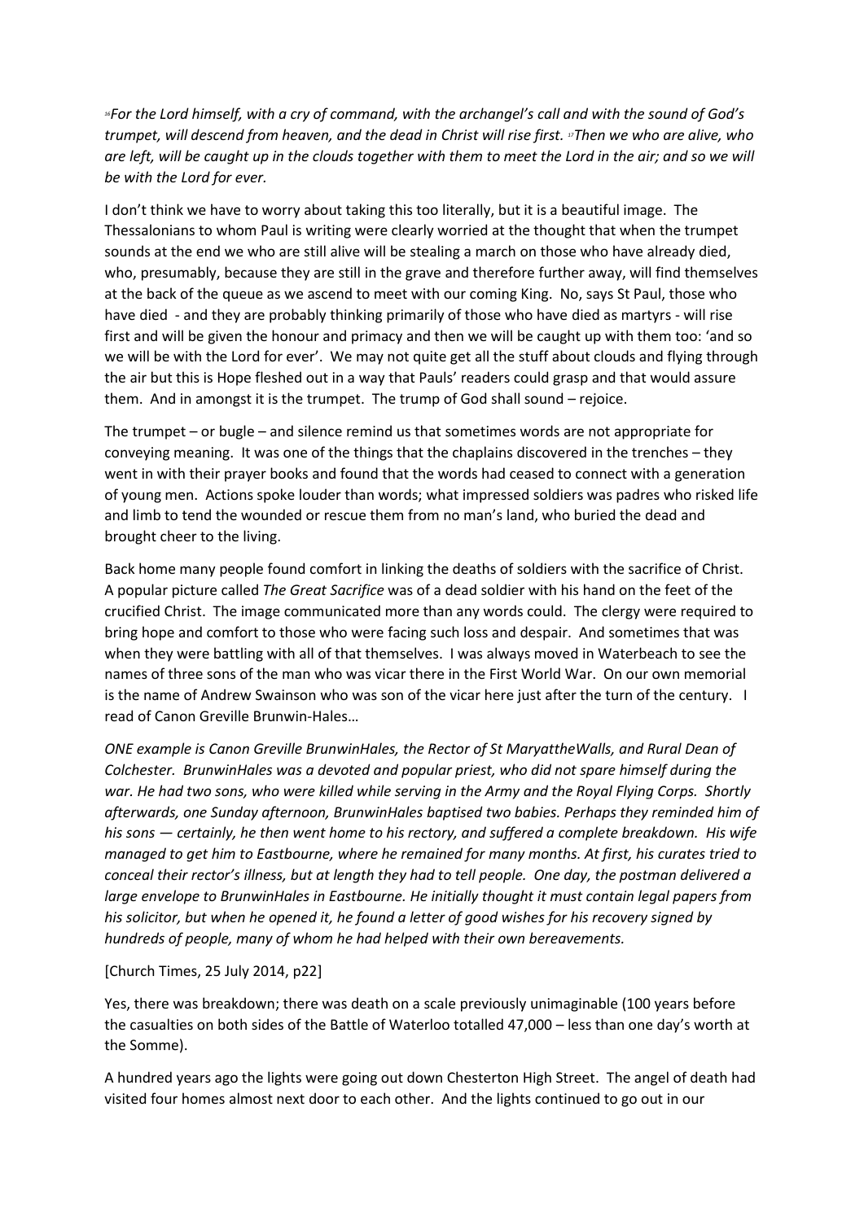*[16]For the Lord himself, with a cry of command, with the archangel's call and with the sound of God's trumpet, will descend from heaven, and the dead in Christ will rise first. [17]Then we who are alive, who are left, will be caught up in the clouds together with them to meet the Lord in the air; and so we will be with the Lord for ever.*

I don't think we have to worry about taking this too literally, but it is a beautiful image. The Thessalonians to whom Paul is writing were clearly worried at the thought that when the trumpet sounds at the end we who are still alive will be stealing a march on those who have already died, who, presumably, because they are still in the grave and therefore further away, will find themselves at the back of the queue as we ascend to meet with our coming King. No, says St Paul, those who have died - and they are probably thinking primarily of those who have died as martyrs - will rise first and will be given the honour and primacy and then we will be caught up with them too: 'and so we will be with the Lord for ever'. We may not quite get all the stuff about clouds and flying through the air but this is Hope fleshed out in a way that Pauls' readers could grasp and that would assure them. And in amongst it is the trumpet. The trump of God shall sound – rejoice.

The trumpet – or bugle – and silence remind us that sometimes words are not appropriate for conveying meaning. It was one of the things that the chaplains discovered in the trenches – they went in with their prayer books and found that the words had ceased to connect with a generation of young men. Actions spoke louder than words; what impressed soldiers was padres who risked life and limb to tend the wounded or rescue them from no man's land, who buried the dead and brought cheer to the living.

Back home many people found comfort in linking the deaths of soldiers with the sacrifice of Christ. A popular picture called *The Great Sacrifice* was of a dead soldier with his hand on the feet of the crucified Christ. The image communicated more than any words could. The clergy were required to bring hope and comfort to those who were facing such loss and despair. And sometimes that was when they were battling with all of that themselves. I was always moved in Waterbeach to see the names of three sons of the man who was vicar there in the First World War. On our own memorial is the name of Andrew Swainson who was son of the vicar here just after the turn of the century. I read of Canon Greville Brunwin-Hales…

*ONE example is Canon Greville BrunwinHales, the Rector of St MaryattheWalls, and Rural Dean of Colchester. BrunwinHales was a devoted and popular priest, who did not spare himself during the war. He had two sons, who were killed while serving in the Army and the Royal Flying Corps. Shortly afterwards, one Sunday afternoon, BrunwinHales baptised two babies. Perhaps they reminded him of his sons — certainly, he then went home to his rectory, and suffered a complete breakdown. His wife managed to get him to Eastbourne, where he remained for many months. At first, his curates tried to conceal their rector's illness, but at length they had to tell people. One day, the postman delivered a large envelope to BrunwinHales in Eastbourne. He initially thought it must contain legal papers from his solicitor, but when he opened it, he found a letter of good wishes for his recovery signed by hundreds of people, many of whom he had helped with their own bereavements.*

[Church Times, 25 July 2014, p22]

Yes, there was breakdown; there was death on a scale previously unimaginable (100 years before the casualties on both sides of the Battle of Waterloo totalled 47,000 – less than one day's worth at the Somme).

A hundred years ago the lights were going out down Chesterton High Street. The angel of death had visited four homes almost next door to each other. And the lights continued to go out in our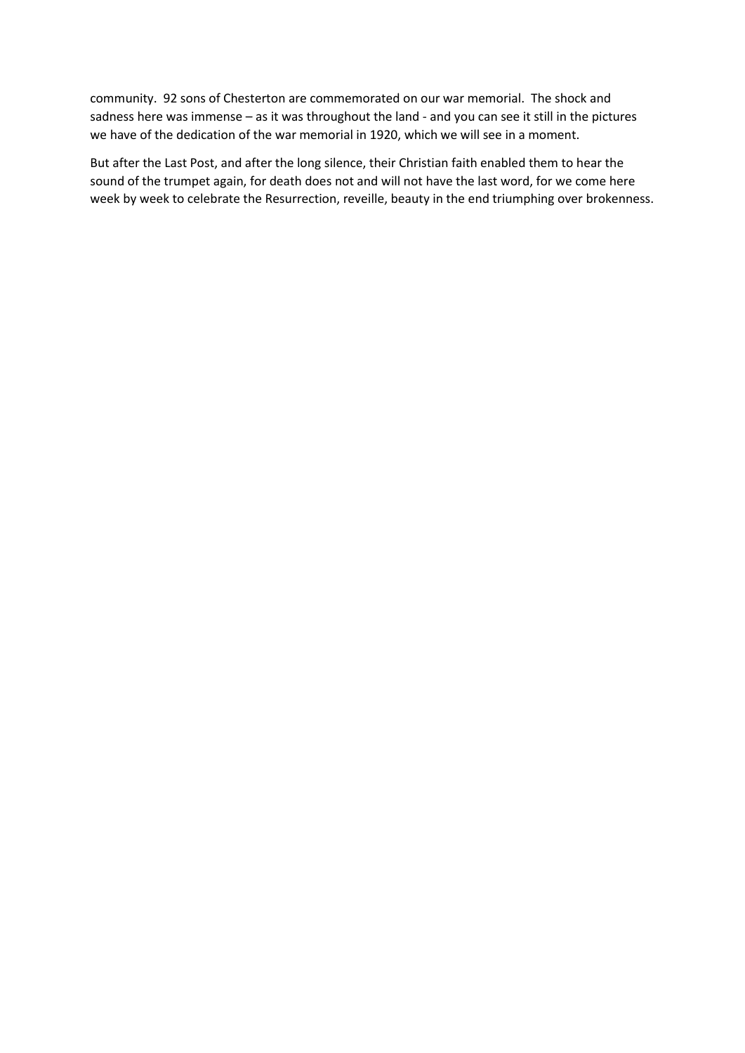community. 92 sons of Chesterton are commemorated on our war memorial. The shock and sadness here was immense – as it was throughout the land - and you can see it still in the pictures we have of the dedication of the war memorial in 1920, which we will see in a moment.

But after the Last Post, and after the long silence, their Christian faith enabled them to hear the sound of the trumpet again, for death does not and will not have the last word, for we come here week by week to celebrate the Resurrection, reveille, beauty in the end triumphing over brokenness.